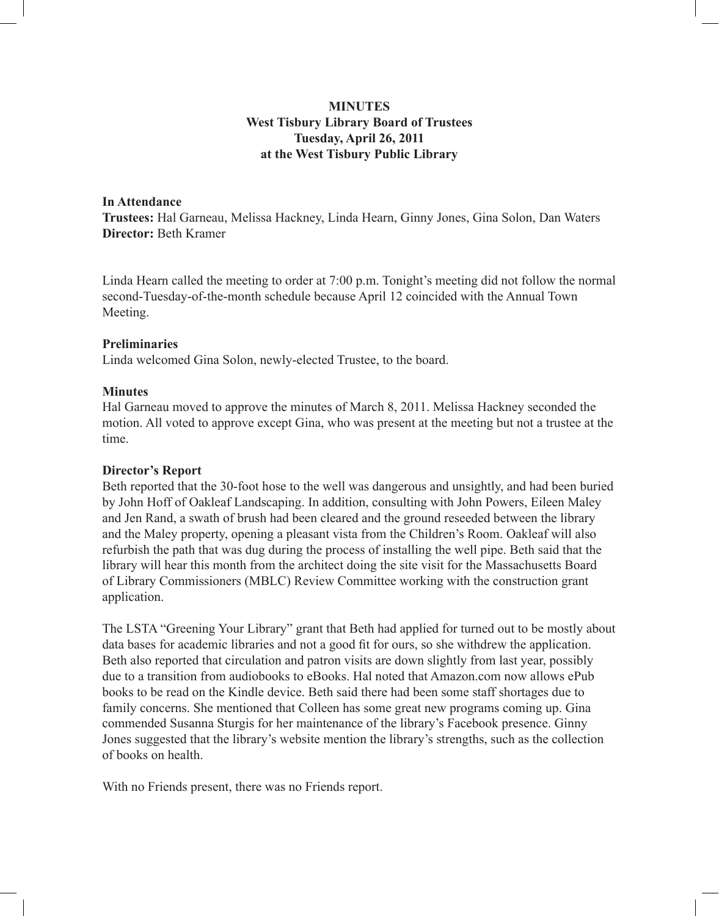# MINUTES
## West Tisbury Library Board of Trustees
## Tuesday, April 26, 2011
## at the West Tisbury Public Library

**In Attendance**
**Trustees:** Hal Garneau, Melissa Hackney, Linda Hearn, Ginny Jones, Gina Solon, Dan Waters
**Director:** Beth Kramer

Linda Hearn called the meeting to order at 7:00 p.m. Tonight's meeting did not follow the normal second-Tuesday-of-the-month schedule because April 12 coincided with the Annual Town Meeting.

**Preliminaries**
Linda welcomed Gina Solon, newly-elected Trustee, to the board.

**Minutes**
Hal Garneau moved to approve the minutes of March 8, 2011. Melissa Hackney seconded the motion. All voted to approve except Gina, who was present at the meeting but not a trustee at the time.

**Director's Report**
Beth reported that the 30-foot hose to the well was dangerous and unsightly, and had been buried by John Hoff of Oakleaf Landscaping. In addition, consulting with John Powers, Eileen Maley and Jen Rand, a swath of brush had been cleared and the ground reseeded between the library and the Maley property, opening a pleasant vista from the Children's Room. Oakleaf will also refurbish the path that was dug during the process of installing the well pipe. Beth said that the library will hear this month from the architect doing the site visit for the Massachusetts Board of Library Commissioners (MBLC) Review Committee working with the construction grant application.

The LSTA "Greening Your Library" grant that Beth had applied for turned out to be mostly about data bases for academic libraries and not a good fit for ours, so she withdrew the application. Beth also reported that circulation and patron visits are down slightly from last year, possibly due to a transition from audiobooks to eBooks. Hal noted that Amazon.com now allows ePub books to be read on the Kindle device. Beth said there had been some staff shortages due to family concerns. She mentioned that Colleen has some great new programs coming up. Gina commended Susanna Sturgis for her maintenance of the library's Facebook presence. Ginny Jones suggested that the library's website mention the library's strengths, such as the collection of books on health.

With no Friends present, there was no Friends report.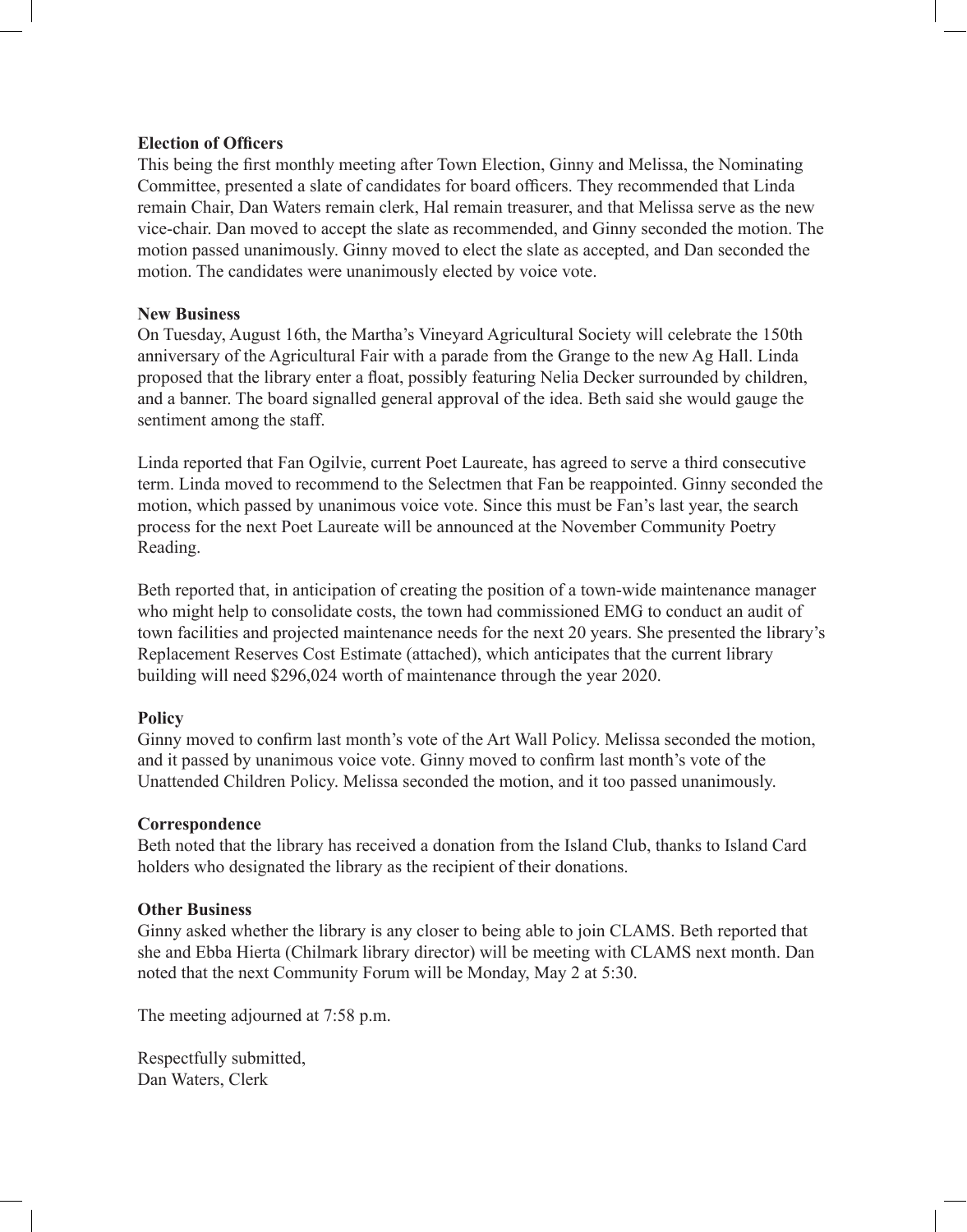**Election of Officers**

This being the first monthly meeting after Town Election, Ginny and Melissa, the Nominating Committee, presented a slate of candidates for board officers. They recommended that Linda remain Chair, Dan Waters remain clerk, Hal remain treasurer, and that Melissa serve as the new vice-chair. Dan moved to accept the slate as recommended, and Ginny seconded the motion. The motion passed unanimously. Ginny moved to elect the slate as accepted, and Dan seconded the motion. The candidates were unanimously elected by voice vote.

**New Business**

On Tuesday, August 16th, the Martha's Vineyard Agricultural Society will celebrate the 150th anniversary of the Agricultural Fair with a parade from the Grange to the new Ag Hall. Linda proposed that the library enter a float, possibly featuring Nelia Decker surrounded by children, and a banner. The board signalled general approval of the idea. Beth said she would gauge the sentiment among the staff.

Linda reported that Fan Ogilvie, current Poet Laureate, has agreed to serve a third consecutive term. Linda moved to recommend to the Selectmen that Fan be reappointed. Ginny seconded the motion, which passed by unanimous voice vote. Since this must be Fan's last year, the search process for the next Poet Laureate will be announced at the November Community Poetry Reading.

Beth reported that, in anticipation of creating the position of a town-wide maintenance manager who might help to consolidate costs, the town had commissioned EMG to conduct an audit of town facilities and projected maintenance needs for the next 20 years. She presented the library's Replacement Reserves Cost Estimate (attached), which anticipates that the current library building will need $296,024 worth of maintenance through the year 2020.

**Policy**

Ginny moved to confirm last month's vote of the Art Wall Policy. Melissa seconded the motion, and it passed by unanimous voice vote. Ginny moved to confirm last month's vote of the Unattended Children Policy. Melissa seconded the motion, and it too passed unanimously.

**Correspondence**

Beth noted that the library has received a donation from the Island Club, thanks to Island Card holders who designated the library as the recipient of their donations.

**Other Business**

Ginny asked whether the library is any closer to being able to join CLAMS. Beth reported that she and Ebba Hierta (Chilmark library director) will be meeting with CLAMS next month. Dan noted that the next Community Forum will be Monday, May 2 at 5:30.

The meeting adjourned at 7:58 p.m.

Respectfully submitted,
Dan Waters, Clerk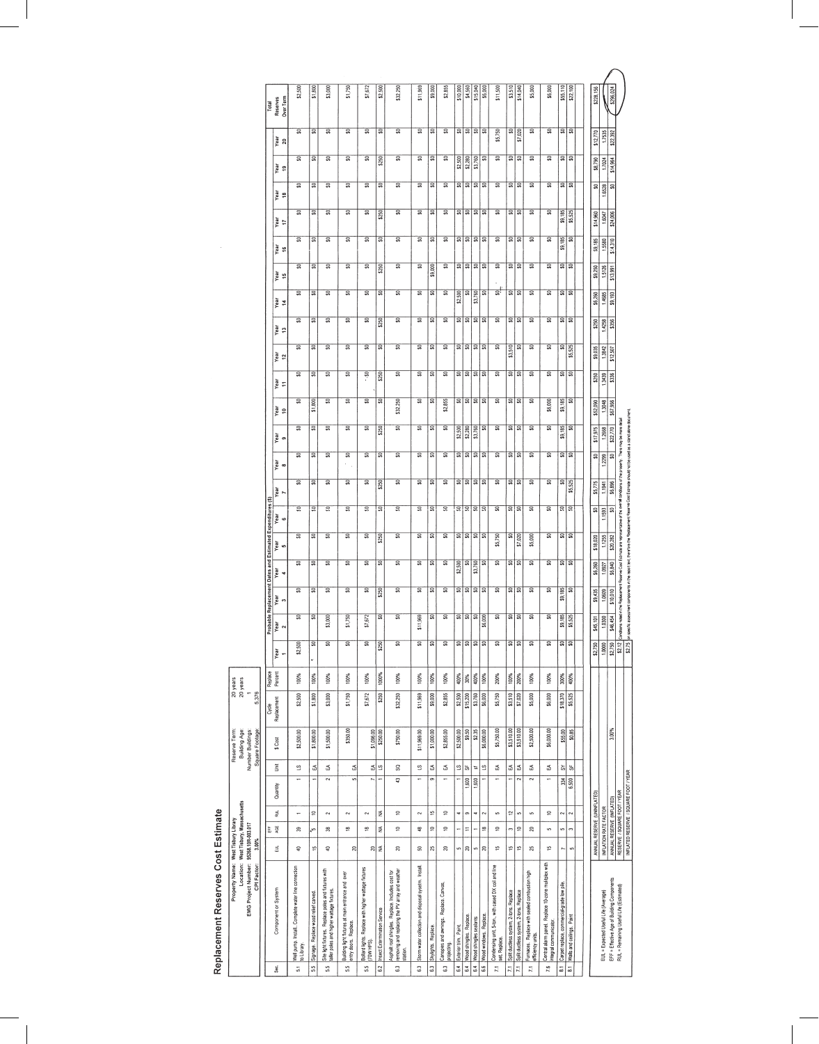# Replacement Reserves Cost Estimate

Property Name: West Tisbury Library
Location: West Tisbury, Massachusetts
EMG Project Number: 93568.10R-003.017
CPI Factor: 3.00%

Reserve Term: 20 years
Building Age: 20 years
Number Buildings: 1
Square Footage: 5,376

| Sec. | Component or System | EUL | EFF AGE | RUL | Quantity | Unit | $ Cost | Cycle Replacement | Replace Percent | Year 1 | Year 2 | Year 3 | Year 4 | Year 5 | Year 6 | Year 7 | Year 8 | Year 9 | Year 10 | Year 11 | Year 12 | Year 13 | Year 14 | Year 15 | Year 16 | Year 17 | Year 18 | Year 19 | Year 20 | Total Reserves Over Term |
|---|---|---|---|---|---|---|---|---|---|---|---|---|---|---|---|---|---|---|---|---|---|---|---|---|---|---|---|---|---|---|
| 5.1 | Well pump. Install. Complete water line connection to library. | 40 | 39 | 1 | 1 | LS | $2,500.00 | $2,500 | 100% | $2,500 | $0 | $0 | $0 | $0 | $0 | $0 | $0 | $0 | $0 | $0 | $0 | $0 | $0 | $0 | $0 | $0 | $0 | $0 | $0 | $2,500 |
| 5.5 | Signage. Replace wood relief carved. | 15 | 5 | 10 | 1 | EA | $1,800.00 | $1,800 | 100% | $0 | $0 | $0 | $0 | $0 | $0 | $0 | $0 | $0 | $1,800 | $0 | $0 | $0 | $0 | $0 | $0 | $0 | $0 | $0 | $0 | $1,800 |
| 5.5 | Site light fixtures. Replace poles and fixtures with taller poles and higher wattage fixtures. | 40 | 38 | 2 | 2 | EA | $1,500.00 | $3,000 | 100% | $0 | $3,000 | $0 | $0 | $0 | $0 | $0 | $0 | $0 | $0 | $0 | $0 | $0 | $0 | $0 | $0 | $0 | $0 | $0 | $0 | $3,000 |
| 5.5 | Building light fixtures at main entrance and over entry doors. Replace. | 20 | 18 | 2 | 5 | EA | $350.00 | $1,750 | 100% | $0 | $1,750 | $0 | $0 | $0 | $0 | $0 | $0 | $0 | $0 | $0 | $0 | $0 | $0 | $0 | $0 | $0 | $0 | $0 | $0 | $1,750 |
| 5.5 | Bollard lights. Replace with higher wattage fixtures (70W HPS). | 20 | 18 | 2 | 7 | EA | $1,096.00 | $7,672 | 100% | $0 | $7,672 | $0 | $0 | $0 | $0 | $0 | $0 | $0 | $0 | $0 | $0 | $0 | $0 | $0 | $0 | $0 | $0 | $0 | $0 | $7,672 |
| 6.2 | Insect Extermination Service | NA | NA | NA | 1 | LS | $250.00 | $250 | 1000% | $250 | $0 | $250 | $0 | $250 | $0 | $250 | $0 | $250 | $0 | $250 | $0 | $250 | $0 | $250 | $0 | $250 | $0 | $250 | $0 | $2,500 |
| 6.3 | Asphalt roof shingles. Replace. Includes cost for removing and replacing the PV array and weather station. | 20 | 10 | 10 | 43 | SQ | $750.00 | $32,250 | 100% | $0 | $0 | $0 | $0 | $0 | $0 | $0 | $0 | $0 | $32,250 | $0 | $0 | $0 | $0 | $0 | $0 | $0 | $0 | $0 | $0 | $32,250 |
| 6.3 | Storm water collection and disposal system. Install. | 50 | 48 | 2 | 1 | LS | $11,969.00 | $11,969 | 100% | $0 | $11,969 | $0 | $0 | $0 | $0 | $0 | $0 | $0 | $0 | $0 | $0 | $0 | $0 | $0 | $0 | $0 | $0 | $0 | $0 | $11,969 |
| 6.3 | Skylights. Replace. | 25 | 10 | 15 | 9 | EA | $1,000.00 | $9,000 | 100% | $0 | $0 | $0 | $0 | $0 | $0 | $0 | $0 | $0 | $0 | $0 | $0 | $0 | $0 | $9,000 | $0 | $0 | $0 | $0 | $0 | $9,000 |
| 6.3 | Canopies and awnings. Replace. Canvas, projecting. | 20 | 10 | 10 | 1 | EA | $2,855.00 | $2,855 | 100% | $0 | $0 | $0 | $0 | $0 | $0 | $0 | $0 | $0 | $2,855 | $0 | $0 | $0 | $0 | $0 | $0 | $0 | $0 | $0 | $0 | $2,855 |
| 6.4 | Exterior trim. Paint. | 5 | 1 | 4 | 1 | LS | $2,500.00 | $2,500 | 400% | $0 | $0 | $0 | $2,500 | $0 | $0 | $0 | $0 | $2,500 | $0 | $0 | $0 | $0 | $2,500 | $0 | $0 | $0 | $0 | $2,500 | $0 | $10,000 |
| 6.4 | Wood shingles. Replace. | 20 | 11 | 9 | 1,600 | SF | $9.50 | $15,200 | 30% | $0 | $0 | $0 | $0 | $0 | $0 | $0 | $0 | $2,280 | $0 | $0 | $0 | $0 | $0 | $0 | $0 | $0 | $0 | $2,280 | $0 | $4,560 |
| 6.4 | Wood shingles sealant. | 5 | 1 | 4 | 1,600 | sf | $2.35 | $3,760 | 400% | $0 | $0 | $0 | $3,760 | $0 | $0 | $0 | $0 | $3,760 | $0 | $0 | $0 | $0 | $3,760 | $0 | $0 | $0 | $0 | $3,760 | $0 | $15,040 |
| 6.6 | Wood windows. Replace. | 20 | 18 | 2 | 1 | LS | $6,000.00 | $6,000 | 100% | $0 | $6,000 | $0 | $0 | $0 | $0 | $0 | $0 | $0 | $0 | $0 | $0 | $0 | $0 | $0 | $0 | $0 | $0 | $0 | $0 | $6,000 |
| 7.1 | Condensing unit, 5-ton, with cased DX coil and line set. Replace. | 15 | 10 | 5 | 1 | EA | $5,750.00 | $5,750 | 200% | $0 | $0 | $0 | $0 | $5,750 | $0 | $0 | $0 | $0 | $0 | $0 | $0 | $0 | $0 | $0 | $0 | $0 | $0 | $0 | $5,750 | $11,500 |
| 7.1 | Split ductless system, 2-tons. Replace | 15 | 3 | 12 | 1 | EA | $3,510.00 | $3,510 | 100% | $0 | $0 | $0 | $0 | $0 | $0 | $0 | $0 | $0 | $0 | $0 | $3,510 | $0 | $0 | $0 | $0 | $0 | $0 | $0 | $0 | $3,510 |
| 7.1 | Split ductless system, 2-tons. Replace | 15 | 10 | 5 | 2 | EA | $3,510.00 | $7,020 | 200% | $0 | $0 | $0 | $0 | $7,020 | $0 | $0 | $0 | $0 | $0 | $0 | $0 | $0 | $0 | $0 | $0 | $0 | $0 | $0 | $7,020 | $14,040 |
| 7.1 | Furnaces. Replace with sealed combustion high efficiency units. | 25 | 20 | 5 | 2 | EA | $2,500.00 | $5,000 | 100% | $0 | $0 | $0 | $0 | $5,000 | $0 | $0 | $0 | $0 | $0 | $0 | $0 | $0 | $0 | $0 | $0 | $0 | $0 | $0 | $0 | $5,000 |
| 7.6 | Central alarm panel. Replace 10-zone multiplex with integral communicator. | 15 | 5 | 10 | 1 | EA | $6,000.00 | $6,000 | 100% | $0 | $0 | $0 | $0 | $0 | $0 | $0 | $0 | $0 | $6,000 | $0 | $0 | $0 | $0 | $0 | $0 | $0 | $0 | $0 | $0 | $6,000 |
| 8.1 | Carpet replace, commercial-grade low pile. | 7 | 5 | 2 | 334 | SY | $55.00 | $18,370 | 300% | $0 | $9,185 | $9,185 | $0 | $0 | $0 | $0 | $0 | $9,185 | $9,185 | $0 | $0 | $0 | $0 | $0 | $9,185 | $9,185 | $0 | $0 | $0 | $55,110 |
| 8.1 | Walls and ceilings. Paint. | 5 | 3 | 2 | 6,500 | SF | $0.85 | $5,525 | 400% | $0 | $5,525 | $0 | $0 | $0 | $0 | $5,525 | $0 | $0 | $0 | $0 | $5,525 | $0 | $0 | $0 | $0 | $5,525 | $0 | $0 | $0 | $22,100 |
| | ANNUAL RESERVE (UNINFLATED) | | | | | | | | | $2,750 | $45,101 | $9,435 | $6,260 | $18,020 | $0 | $5,775 | $0 | $17,975 | $52,090 | $250 | $9,035 | $250 | $6,260 | $9,250 | $9,185 | $14,960 | $0 | $8,790 | $12,770 | $228,156 |
| | INFLATION RATE FACTOR | | | | | | 3.00% | | | 1.0000 | 1.0300 | 1.0609 | 1.0927 | 1.1255 | 1.1593 | 1.1941 | 1.2299 | 1.2668 | 1.3048 | 1.3439 | 1.3842 | 1.4258 | 1.4685 | 1.5126 | 1.5580 | 1.6047 | 1.6528 | 1.7024 | 1.7535 | |
| | ANNUAL RESERVE (INFLATED) | | | | | | | | | $2,750 | $46,454 | $10,010 | $6,840 | $20,282 | $0 | $6,896 | $0 | $22,770 | $67,966 | $336 | $12,507 | $356 | $9,193 | $13,991 | $14,310 | $24,006 | $0 | $14,964 | $22,392 | $298,024 |
| | RESERVE / SQUARE FOOT / YEAR | | | | | | | | | $2.12 | | | | | | | | | | | | | | | | | | | | |
| | INFLATED RESERVE / SQUARE FOOT / YEAR | | | | | | | | | $2.77 | | | | | | | | | | | | | | | | | | | | |

EUL = Expected Useful Life (Average)
EFF = Effective Age of Building Components
RUL = Remaining Useful Life (Estimated)

Conditions noted in the Replacement Reserve Cost Estimate are representative of the overall conditions of the property. There may be more detail on specific assessment components in the report text, therefore the Replacement Reserve Cost Estimate should not be used as a stand alone document.